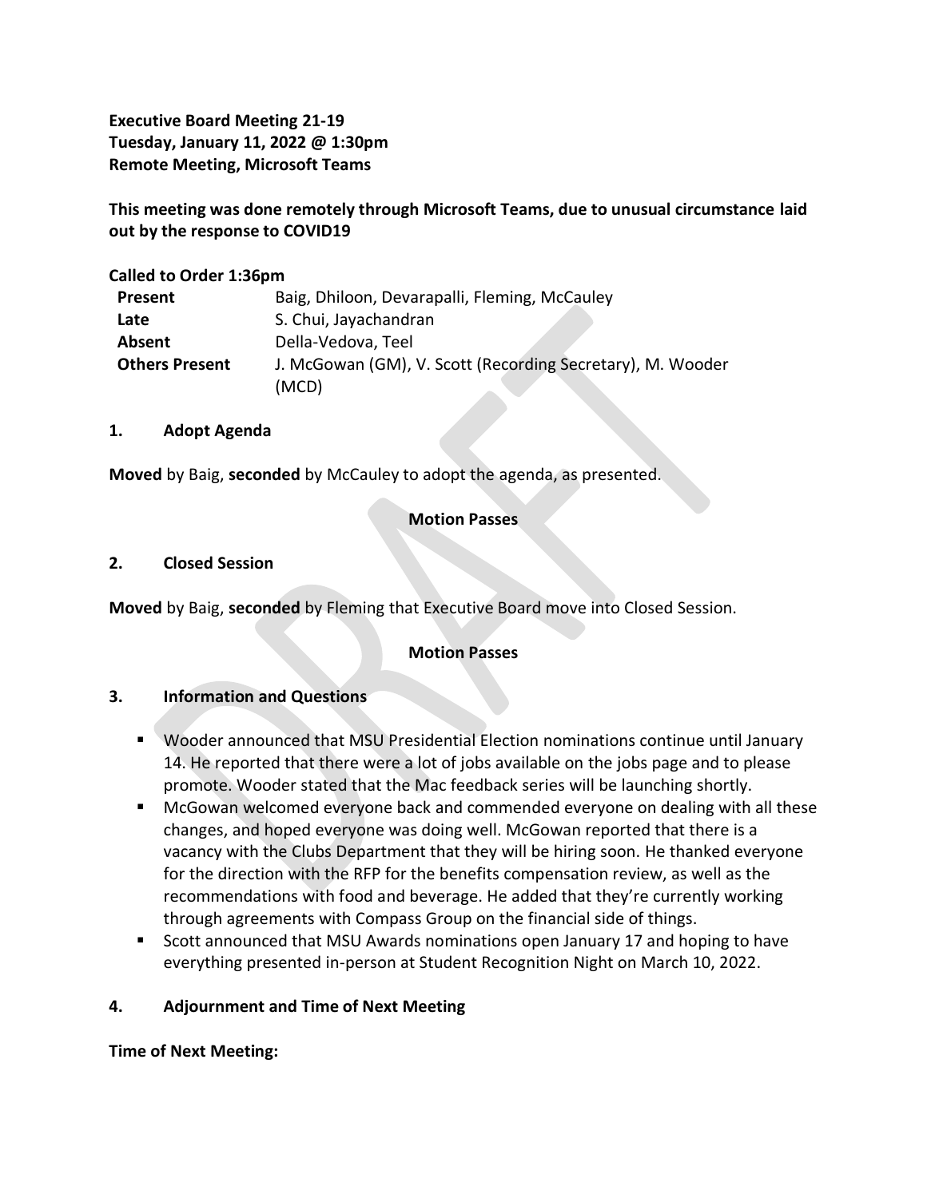**Executive Board Meeting 21-19**
**Tuesday, January 11, 2022 @ 1:30pm**
**Remote Meeting, Microsoft Teams**

**This meeting was done remotely through Microsoft Teams, due to unusual circumstance laid out by the response to COVID19**

**Called to Order 1:36pm**

| | |
|---|---|
| **Present** | Baig, Dhiloon, Devarapalli, Fleming, McCauley |
| **Late** | S. Chui, Jayachandran |
| **Absent** | Della-Vedova, Teel |
| **Others Present** | J. McGowan (GM), V. Scott (Recording Secretary), M. Wooder (MCD) |

**1. Adopt Agenda**

**Moved** by Baig, **seconded** by McCauley to adopt the agenda, as presented.

**Motion Passes**

**2. Closed Session**

**Moved** by Baig, **seconded** by Fleming that Executive Board move into Closed Session.

**Motion Passes**

**3. Information and Questions**

- Wooder announced that MSU Presidential Election nominations continue until January 14. He reported that there were a lot of jobs available on the jobs page and to please promote. Wooder stated that the Mac feedback series will be launching shortly.
- McGowan welcomed everyone back and commended everyone on dealing with all these changes, and hoped everyone was doing well. McGowan reported that there is a vacancy with the Clubs Department that they will be hiring soon. He thanked everyone for the direction with the RFP for the benefits compensation review, as well as the recommendations with food and beverage. He added that they're currently working through agreements with Compass Group on the financial side of things.
- Scott announced that MSU Awards nominations open January 17 and hoping to have everything presented in-person at Student Recognition Night on March 10, 2022.

**4. Adjournment and Time of Next Meeting**

**Time of Next Meeting:**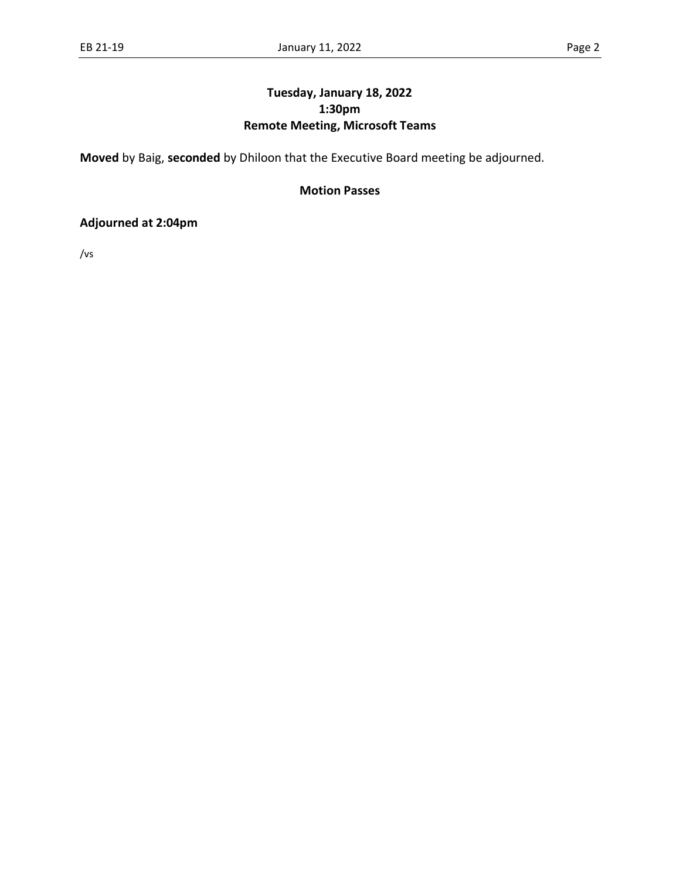**Tuesday, January 18, 2022**
**1:30pm**
**Remote Meeting, Microsoft Teams**

**Moved** by Baig, **seconded** by Dhiloon that the Executive Board meeting be adjourned.

**Motion Passes**

**Adjourned at 2:04pm**

/vs